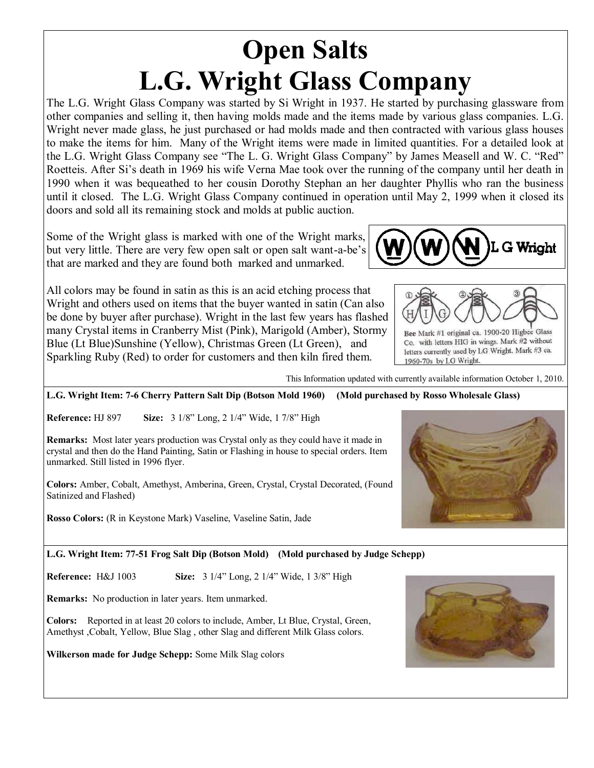# Open Salts
# L.G. Wright Glass Company

The L.G. Wright Glass Company was started by Si Wright in 1937. He started by purchasing glassware from other companies and selling it, then having molds made and the items made by various glass companies. L.G. Wright never made glass, he just purchased or had molds made and then contracted with various glass houses to make the items for him. Many of the Wright items were made in limited quantities. For a detailed look at the L.G. Wright Glass Company see "The L. G. Wright Glass Company" by James Measell and W. C. "Red" Roetteis. After Si's death in 1969 his wife Verna Mae took over the running of the company until her death in 1990 when it was bequeathed to her cousin Dorothy Stephan an her daughter Phyllis who ran the business until it closed. The L.G. Wright Glass Company continued in operation until May 2, 1999 when it closed its doors and sold all its remaining stock and molds at public auction.

Some of the Wright glass is marked with one of the Wright marks, but very little. There are very few open salt or open salt want-a-be's that are marked and they are found both marked and unmarked.

L G Wright

All colors may be found in satin as this is an acid etching process that Wright and others used on items that the buyer wanted in satin (Can also be done by buyer after purchase). Wright in the last few years has flashed many Crystal items in Cranberry Mist (Pink), Marigold (Amber), Stormy Blue (Lt Blue)Sunshine (Yellow), Christmas Green (Lt Green), and Sparkling Ruby (Red) to order for customers and then kiln fired them.

Bee Mark #1 original ca. 1900-20 Higbee Glass Co. with letters HIG in wings. Mark #2 without letters currently used by LG Wright. Mark #3 ca. 1960-70s by LG Wright.

This Information updated with currently available information October 1, 2010.

**L.G. Wright Item: 7-6 Cherry Pattern Salt Dip (Botson Mold 1960) (Mold purchased by Rosso Wholesale Glass)**

**Reference:** HJ 897 **Size:** 3 1/8" Long, 2 1/4" Wide, 1 7/8" High

**Remarks:** Most later years production was Crystal only as they could have it made in crystal and then do the Hand Painting, Satin or Flashing in house to special orders. Item unmarked. Still listed in 1996 flyer.

**Colors:** Amber, Cobalt, Amethyst, Amberina, Green, Crystal, Crystal Decorated, (Found Satinized and Flashed)

**Rosso Colors:** (R in Keystone Mark) Vaseline, Vaseline Satin, Jade

**L.G. Wright Item: 77-51 Frog Salt Dip (Botson Mold) (Mold purchased by Judge Schepp)**

**Reference:** H&J 1003 **Size:** 3 1/4" Long, 2 1/4" Wide, 1 3/8" High

**Remarks:** No production in later years. Item unmarked.

**Colors:** Reported in at least 20 colors to include, Amber, Lt Blue, Crystal, Green, Amethyst ,Cobalt, Yellow, Blue Slag , other Slag and different Milk Glass colors.

**Wilkerson made for Judge Schepp:** Some Milk Slag colors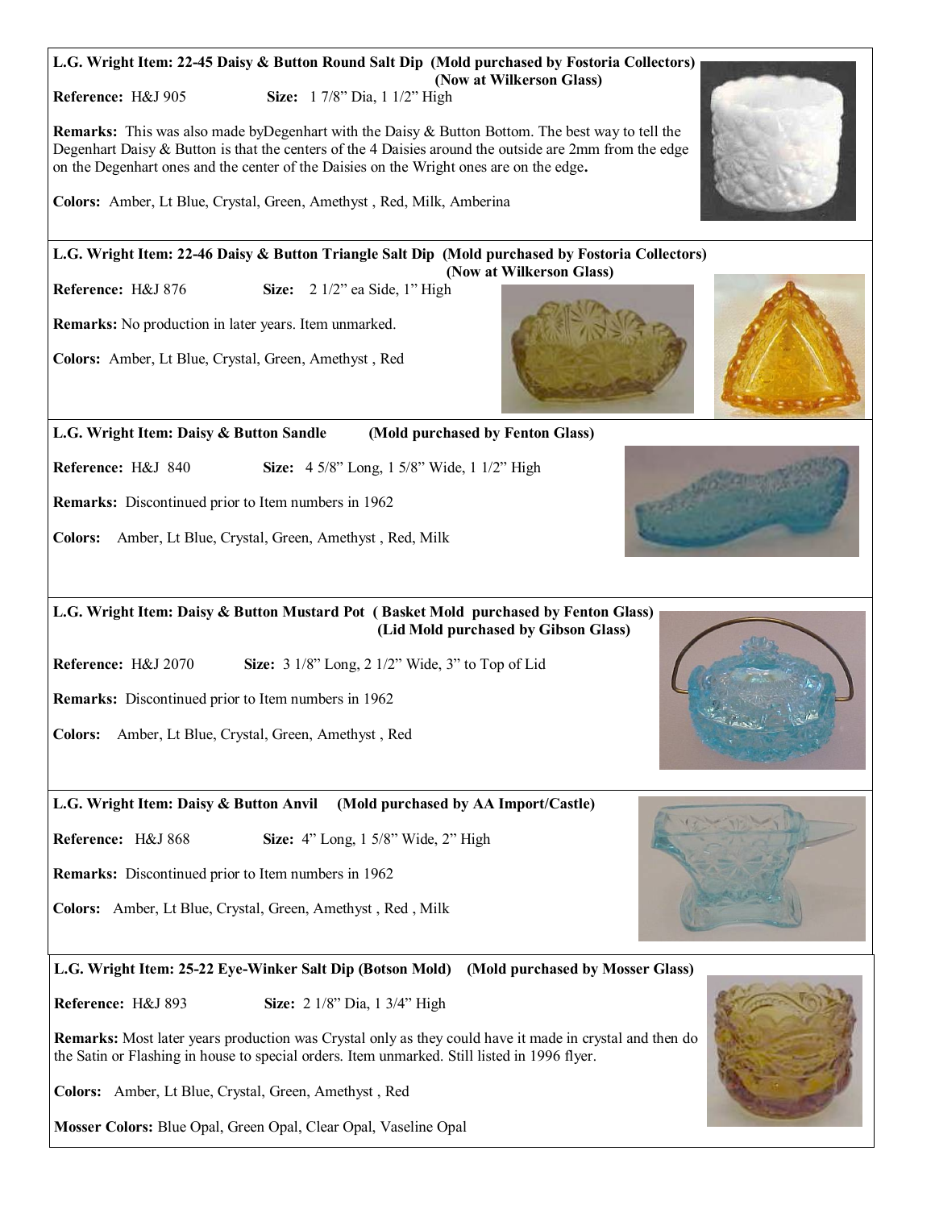**L.G. Wright Item: 22-45 Daisy & Button Round Salt Dip (Mold purchased by Fostoria Collectors) (Now at Wilkerson Glass)**

**Reference:** H&J 905 **Size:** 1 7/8" Dia, 1 1/2" High

**Remarks:** This was also made byDegenhart with the Daisy & Button Bottom. The best way to tell the Degenhart Daisy & Button is that the centers of the 4 Daisies around the outside are 2mm from the edge on the Degenhart ones and the center of the Daisies on the Wright ones are on the edge**.**

**Colors:** Amber, Lt Blue, Crystal, Green, Amethyst , Red, Milk, Amberina

---

**L.G. Wright Item: 22-46 Daisy & Button Triangle Salt Dip (Mold purchased by Fostoria Collectors) (Now at Wilkerson Glass)**

**Reference:** H&J 876 **Size:** 2 1/2" ea Side, 1" High

**Remarks:** No production in later years. Item unmarked.

**Colors:** Amber, Lt Blue, Crystal, Green, Amethyst , Red

---

**L.G. Wright Item: Daisy & Button Sandle (Mold purchased by Fenton Glass)**

**Reference:** H&J 840 **Size:** 4 5/8" Long, 1 5/8" Wide, 1 1/2" High

**Remarks:** Discontinued prior to Item numbers in 1962

**Colors:** Amber, Lt Blue, Crystal, Green, Amethyst , Red, Milk

---

**L.G. Wright Item: Daisy & Button Mustard Pot ( Basket Mold purchased by Fenton Glass) (Lid Mold purchased by Gibson Glass)**

**Reference:** H&J 2070 **Size:** 3 1/8" Long, 2 1/2" Wide, 3" to Top of Lid

**Remarks:** Discontinued prior to Item numbers in 1962

**Colors:** Amber, Lt Blue, Crystal, Green, Amethyst , Red

---

**L.G. Wright Item: Daisy & Button Anvil (Mold purchased by AA Import/Castle)**

**Reference:** H&J 868 **Size:** 4" Long, 1 5/8" Wide, 2" High

**Remarks:** Discontinued prior to Item numbers in 1962

**Colors:** Amber, Lt Blue, Crystal, Green, Amethyst , Red , Milk

---

**L.G. Wright Item: 25-22 Eye-Winker Salt Dip (Botson Mold) (Mold purchased by Mosser Glass)**

**Reference:** H&J 893 **Size:** 2 1/8" Dia, 1 3/4" High

**Remarks:** Most later years production was Crystal only as they could have it made in crystal and then do the Satin or Flashing in house to special orders. Item unmarked. Still listed in 1996 flyer.

**Colors:** Amber, Lt Blue, Crystal, Green, Amethyst , Red

**Mosser Colors:** Blue Opal, Green Opal, Clear Opal, Vaseline Opal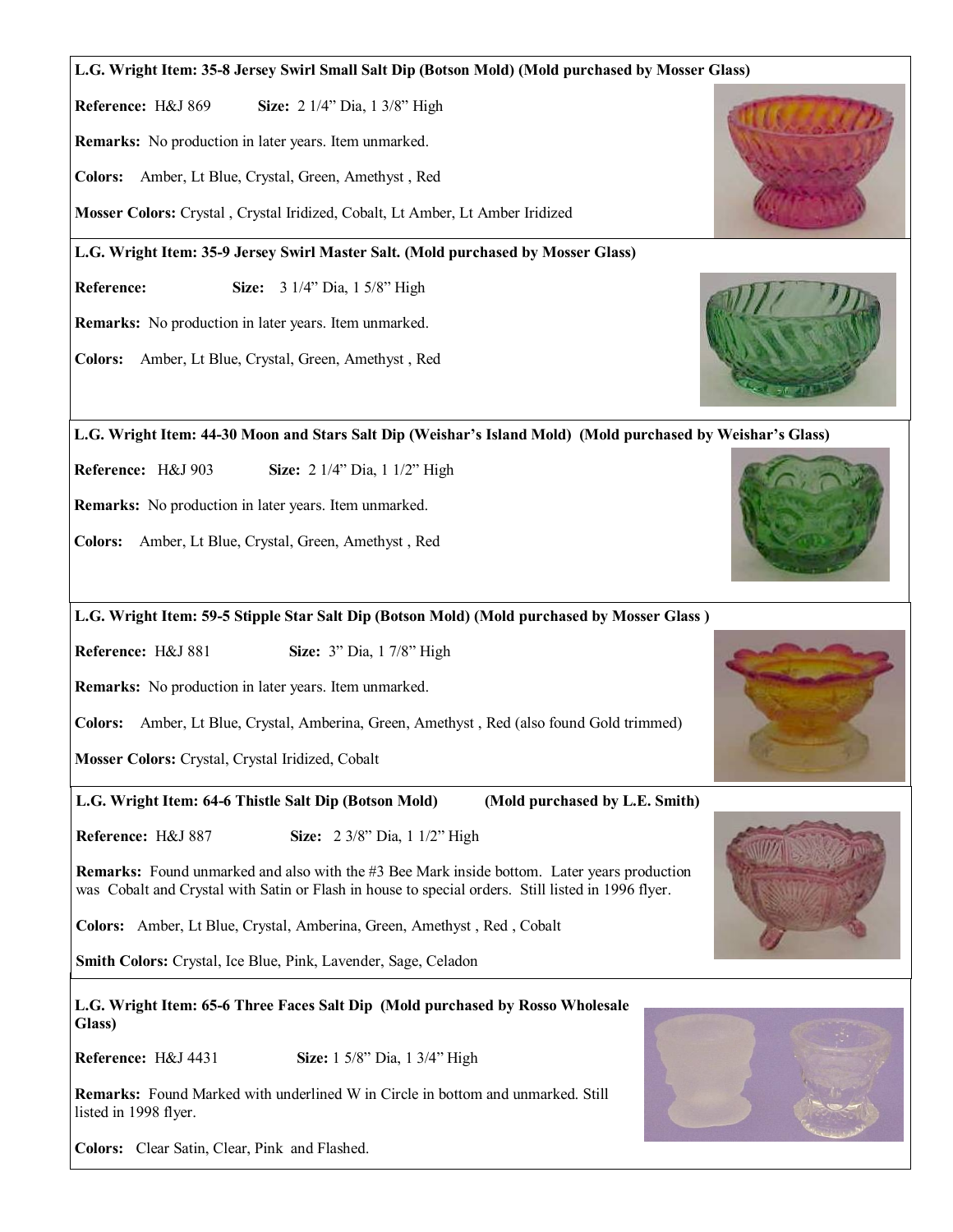**L.G. Wright Item: 35-8 Jersey Swirl Small Salt Dip (Botson Mold) (Mold purchased by Mosser Glass)**

**Reference:** H&J 869 **Size:** 2 1/4" Dia, 1 3/8" High

**Remarks:** No production in later years. Item unmarked.

**Colors:** Amber, Lt Blue, Crystal, Green, Amethyst , Red

**Mosser Colors:** Crystal , Crystal Iridized, Cobalt, Lt Amber, Lt Amber Iridized

**L.G. Wright Item: 35-9 Jersey Swirl Master Salt. (Mold purchased by Mosser Glass)**

**Reference:** **Size:** 3 1/4" Dia, 1 5/8" High

**Remarks:** No production in later years. Item unmarked.

**Colors:** Amber, Lt Blue, Crystal, Green, Amethyst , Red

**L.G. Wright Item: 44-30 Moon and Stars Salt Dip (Weishar's Island Mold) (Mold purchased by Weishar's Glass)**

**Reference:** H&J 903 **Size:** 2 1/4" Dia, 1 1/2" High

**Remarks:** No production in later years. Item unmarked.

**Colors:** Amber, Lt Blue, Crystal, Green, Amethyst , Red

**L.G. Wright Item: 59-5 Stipple Star Salt Dip (Botson Mold) (Mold purchased by Mosser Glass )**

**Reference:** H&J 881 **Size:** 3" Dia, 1 7/8" High

**Remarks:** No production in later years. Item unmarked.

**Colors:** Amber, Lt Blue, Crystal, Amberina, Green, Amethyst , Red (also found Gold trimmed)

**Mosser Colors:** Crystal, Crystal Iridized, Cobalt

**L.G. Wright Item: 64-6 Thistle Salt Dip (Botson Mold) (Mold purchased by L.E. Smith)**

**Reference:** H&J 887 **Size:** 2 3/8" Dia, 1 1/2" High

**Remarks:** Found unmarked and also with the #3 Bee Mark inside bottom. Later years production was Cobalt and Crystal with Satin or Flash in house to special orders. Still listed in 1996 flyer.

**Colors:** Amber, Lt Blue, Crystal, Amberina, Green, Amethyst , Red , Cobalt

**Smith Colors:** Crystal, Ice Blue, Pink, Lavender, Sage, Celadon

**L.G. Wright Item: 65-6 Three Faces Salt Dip (Mold purchased by Rosso Wholesale Glass)**

**Reference:** H&J 4431 **Size:** 1 5/8" Dia, 1 3/4" High

**Remarks:** Found Marked with underlined W in Circle in bottom and unmarked. Still listed in 1998 flyer.

**Colors:** Clear Satin, Clear, Pink and Flashed.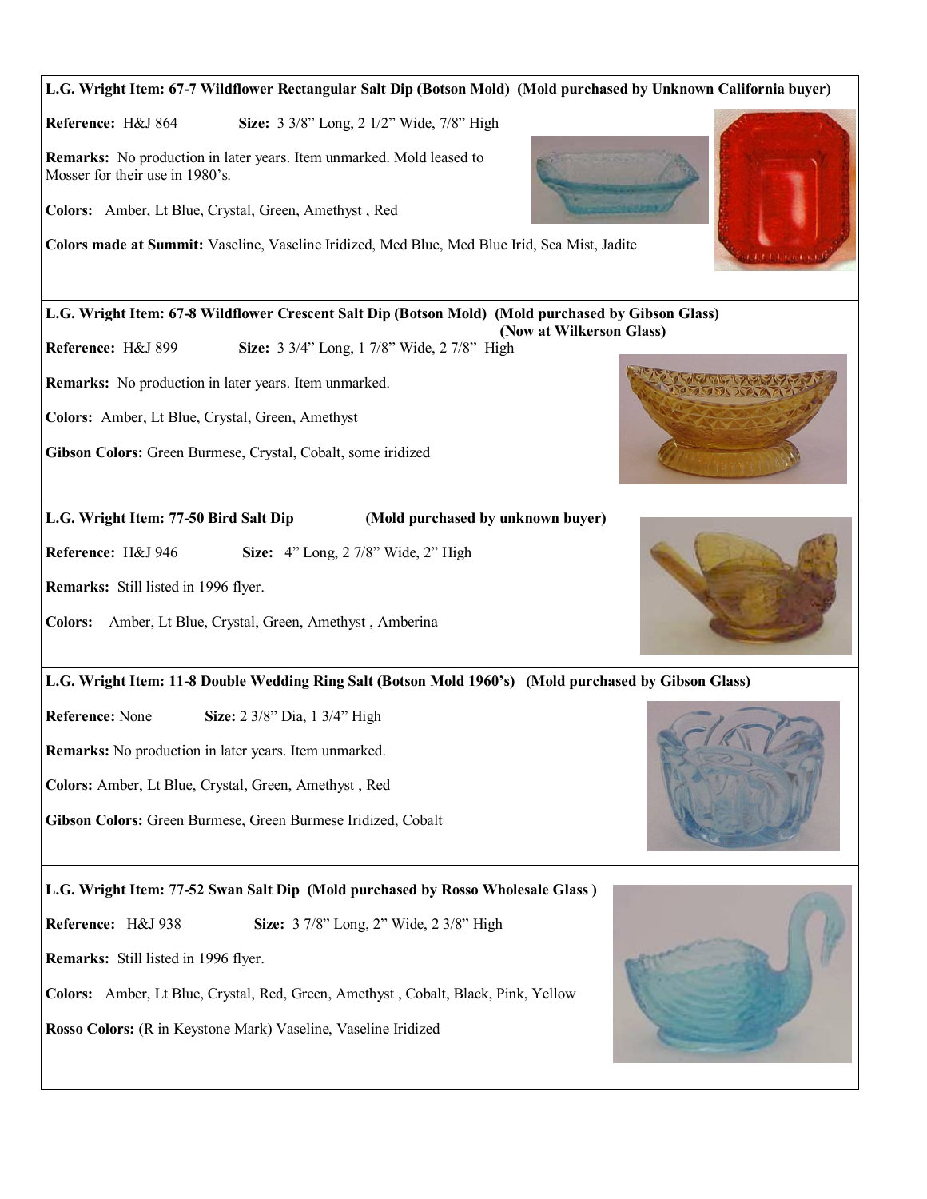**L.G. Wright Item: 67-7 Wildflower Rectangular Salt Dip (Botson Mold) (Mold purchased by Unknown California buyer)**

**Reference:** H&J 864 **Size:** 3 3/8" Long, 2 1/2" Wide, 7/8" High

**Remarks:** No production in later years. Item unmarked. Mold leased to Mosser for their use in 1980's.

**Colors:** Amber, Lt Blue, Crystal, Green, Amethyst , Red

**Colors made at Summit:** Vaseline, Vaseline Iridized, Med Blue, Med Blue Irid, Sea Mist, Jadite

---

**L.G. Wright Item: 67-8 Wildflower Crescent Salt Dip (Botson Mold) (Mold purchased by Gibson Glass) (Now at Wilkerson Glass)**

**Reference:** H&J 899 **Size:** 3 3/4" Long, 1 7/8" Wide, 2 7/8" High

**Remarks:** No production in later years. Item unmarked.

**Colors:** Amber, Lt Blue, Crystal, Green, Amethyst

**Gibson Colors:** Green Burmese, Crystal, Cobalt, some iridized

---

**L.G. Wright Item: 77-50 Bird Salt Dip (Mold purchased by unknown buyer)**

**Reference:** H&J 946 **Size:** 4" Long, 2 7/8" Wide, 2" High

**Remarks:** Still listed in 1996 flyer.

**Colors:** Amber, Lt Blue, Crystal, Green, Amethyst , Amberina

---

**L.G. Wright Item: 11-8 Double Wedding Ring Salt (Botson Mold 1960's) (Mold purchased by Gibson Glass)**

**Reference:** None **Size:** 2 3/8" Dia, 1 3/4" High

**Remarks:** No production in later years. Item unmarked.

**Colors:** Amber, Lt Blue, Crystal, Green, Amethyst , Red

**Gibson Colors:** Green Burmese, Green Burmese Iridized, Cobalt

---

**L.G. Wright Item: 77-52 Swan Salt Dip (Mold purchased by Rosso Wholesale Glass )**

**Reference:** H&J 938 **Size:** 3 7/8" Long, 2" Wide, 2 3/8" High

**Remarks:** Still listed in 1996 flyer.

**Colors:** Amber, Lt Blue, Crystal, Red, Green, Amethyst , Cobalt, Black, Pink, Yellow

**Rosso Colors:** (R in Keystone Mark) Vaseline, Vaseline Iridized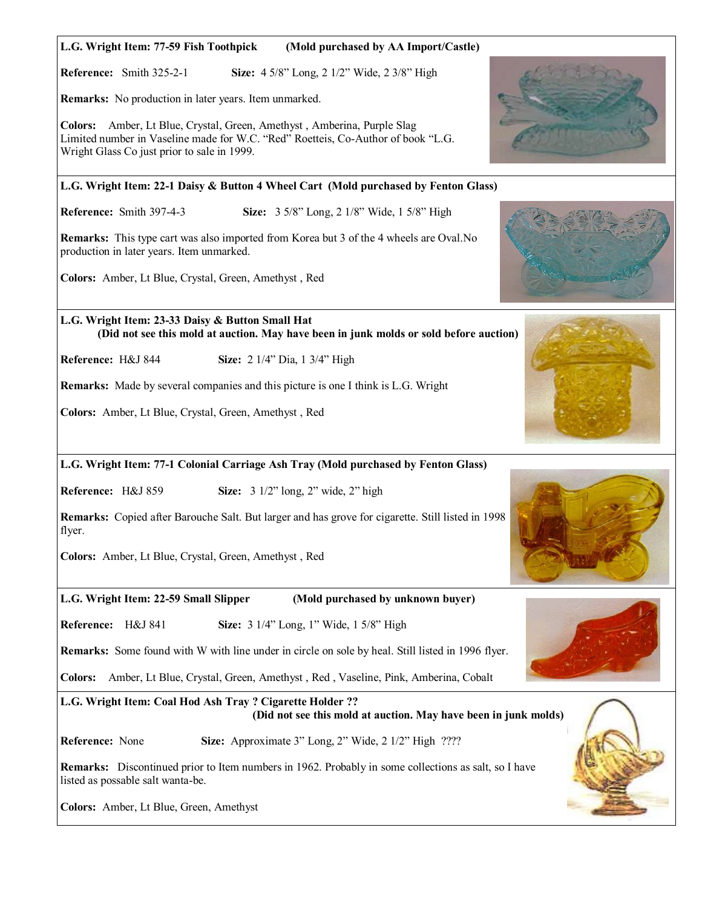**L.G. Wright Item: 77-59 Fish Toothpick** **(Mold purchased by AA Import/Castle)**

**Reference:** Smith 325-2-1 **Size:** 4 5/8" Long, 2 1/2" Wide, 2 3/8" High

**Remarks:** No production in later years. Item unmarked.

**Colors:** Amber, Lt Blue, Crystal, Green, Amethyst , Amberina, Purple Slag
Limited number in Vaseline made for W.C. "Red" Roetteis, Co-Author of book "L.G. Wright Glass Co just prior to sale in 1999.

---

**L.G. Wright Item: 22-1 Daisy & Button 4 Wheel Cart (Mold purchased by Fenton Glass)**

**Reference:** Smith 397-4-3 **Size:** 3 5/8" Long, 2 1/8" Wide, 1 5/8" High

**Remarks:** This type cart was also imported from Korea but 3 of the 4 wheels are Oval.No production in later years. Item unmarked.

**Colors:** Amber, Lt Blue, Crystal, Green, Amethyst , Red

---

**L.G. Wright Item: 23-33 Daisy & Button Small Hat**
**(Did not see this mold at auction. May have been in junk molds or sold before auction)**

**Reference:** H&J 844 **Size:** 2 1/4" Dia, 1 3/4" High

**Remarks:** Made by several companies and this picture is one I think is L.G. Wright

**Colors:** Amber, Lt Blue, Crystal, Green, Amethyst , Red

---

**L.G. Wright Item: 77-1 Colonial Carriage Ash Tray (Mold purchased by Fenton Glass)**

**Reference:** H&J 859 **Size:** 3 1/2" long, 2" wide, 2" high

**Remarks:** Copied after Barouche Salt. But larger and has grove for cigarette. Still listed in 1998 flyer.

**Colors:** Amber, Lt Blue, Crystal, Green, Amethyst , Red

---

**L.G. Wright Item: 22-59 Small Slipper** **(Mold purchased by unknown buyer)**

**Reference:** H&J 841 **Size:** 3 1/4" Long, 1" Wide, 1 5/8" High

**Remarks:** Some found with W with line under in circle on sole by heal. Still listed in 1996 flyer.

**Colors:** Amber, Lt Blue, Crystal, Green, Amethyst , Red , Vaseline, Pink, Amberina, Cobalt

---

**L.G. Wright Item: Coal Hod Ash Tray ? Cigarette Holder ??**
**(Did not see this mold at auction. May have been in junk molds)**

**Reference:** None **Size:** Approximate 3" Long, 2" Wide, 2 1/2" High ????

**Remarks:** Discontinued prior to Item numbers in 1962. Probably in some collections as salt, so I have listed as possable salt wanta-be.

**Colors:** Amber, Lt Blue, Green, Amethyst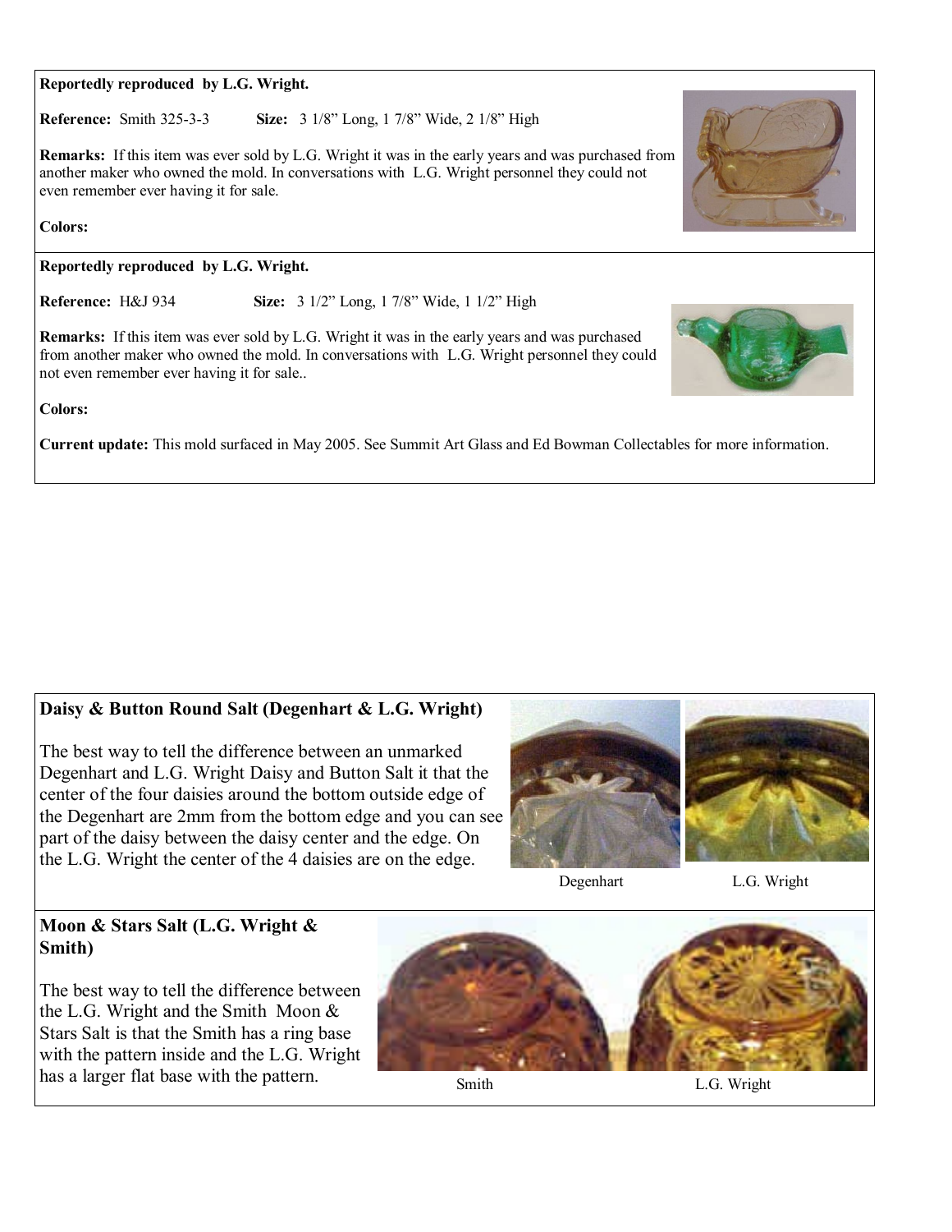**Reportedly reproduced by L.G. Wright.**

**Reference:** Smith 325-3-3 **Size:** 3 1/8” Long, 1 7/8” Wide, 2 1/8” High

**Remarks:** If this item was ever sold by L.G. Wright it was in the early years and was purchased from another maker who owned the mold. In conversations with L.G. Wright personnel they could not even remember ever having it for sale.

**Colors:**

**Reportedly reproduced by L.G. Wright.**

**Reference:** H&J 934 **Size:** 3 1/2” Long, 1 7/8” Wide, 1 1/2” High

**Remarks:** If this item was ever sold by L.G. Wright it was in the early years and was purchased from another maker who owned the mold. In conversations with L.G. Wright personnel they could not even remember ever having it for sale..

**Colors:**

**Current update:** This mold surfaced in May 2005. See Summit Art Glass and Ed Bowman Collectables for more information.

### Daisy & Button Round Salt (Degenhart & L.G. Wright)

The best way to tell the difference between an unmarked Degenhart and L.G. Wright Daisy and Button Salt it that the center of the four daisies around the bottom outside edge of the Degenhart are 2mm from the bottom edge and you can see part of the daisy between the daisy center and the edge. On the L.G. Wright the center of the 4 daisies are on the edge.

Degenhart L.G. Wright

### Moon & Stars Salt (L.G. Wright & Smith)

The best way to tell the difference between the L.G. Wright and the Smith Moon & Stars Salt is that the Smith has a ring base with the pattern inside and the L.G. Wright has a larger flat base with the pattern.

Smith L.G. Wright